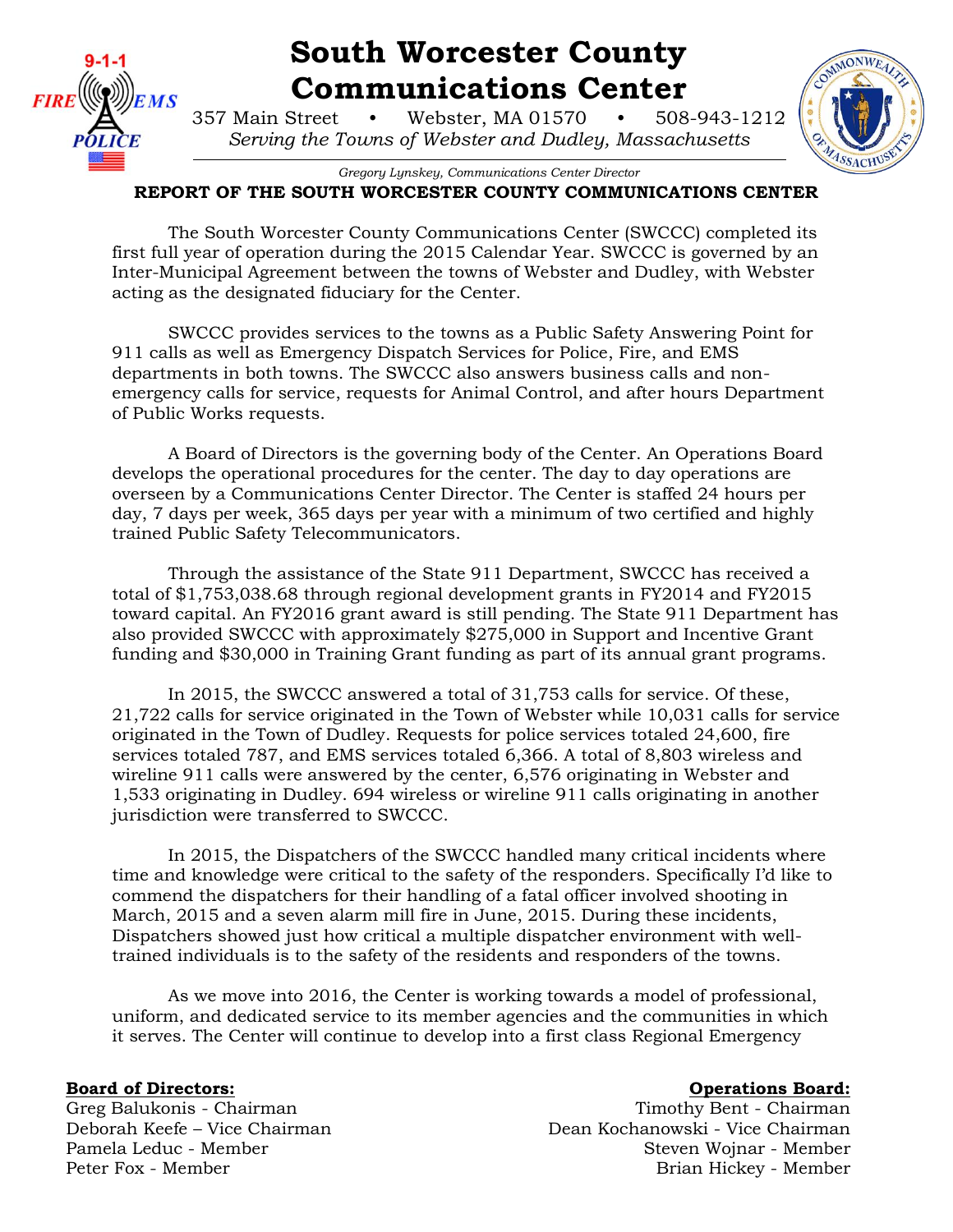# South Worcester County Communications Center

357 Main Street • Webster, MA 01570 • 508-943-1212

*Serving the Towns of Webster and Dudley, Massachusetts*

*Gregory Lynskey, Communications Center Director*

## REPORT OF THE SOUTH WORCESTER COUNTY COMMUNICATIONS CENTER

The South Worcester County Communications Center (SWCCC) completed its first full year of operation during the 2015 Calendar Year. SWCCC is governed by an Inter-Municipal Agreement between the towns of Webster and Dudley, with Webster acting as the designated fiduciary for the Center.

SWCCC provides services to the towns as a Public Safety Answering Point for 911 calls as well as Emergency Dispatch Services for Police, Fire, and EMS departments in both towns. The SWCCC also answers business calls and non-emergency calls for service, requests for Animal Control, and after hours Department of Public Works requests.

A Board of Directors is the governing body of the Center. An Operations Board develops the operational procedures for the center. The day to day operations are overseen by a Communications Center Director. The Center is staffed 24 hours per day, 7 days per week, 365 days per year with a minimum of two certified and highly trained Public Safety Telecommunicators.

Through the assistance of the State 911 Department, SWCCC has received a total of $1,753,038.68 through regional development grants in FY2014 and FY2015 toward capital. An FY2016 grant award is still pending. The State 911 Department has also provided SWCCC with approximately $275,000 in Support and Incentive Grant funding and $30,000 in Training Grant funding as part of its annual grant programs.

In 2015, the SWCCC answered a total of 31,753 calls for service. Of these, 21,722 calls for service originated in the Town of Webster while 10,031 calls for service originated in the Town of Dudley. Requests for police services totaled 24,600, fire services totaled 787, and EMS services totaled 6,366. A total of 8,803 wireless and wireline 911 calls were answered by the center, 6,576 originating in Webster and 1,533 originating in Dudley. 694 wireless or wireline 911 calls originating in another jurisdiction were transferred to SWCCC.

In 2015, the Dispatchers of the SWCCC handled many critical incidents where time and knowledge were critical to the safety of the responders. Specifically I'd like to commend the dispatchers for their handling of a fatal officer involved shooting in March, 2015 and a seven alarm mill fire in June, 2015. During these incidents, Dispatchers showed just how critical a multiple dispatcher environment with well-trained individuals is to the safety of the residents and responders of the towns.

As we move into 2016, the Center is working towards a model of professional, uniform, and dedicated service to its member agencies and the communities in which it serves. The Center will continue to develop into a first class Regional Emergency

**Board of Directors:**
Greg Balukonis - Chairman
Deborah Keefe – Vice Chairman
Pamela Leduc - Member
Peter Fox - Member

**Operations Board:**
Timothy Bent - Chairman
Dean Kochanowski - Vice Chairman
Steven Wojnar - Member
Brian Hickey - Member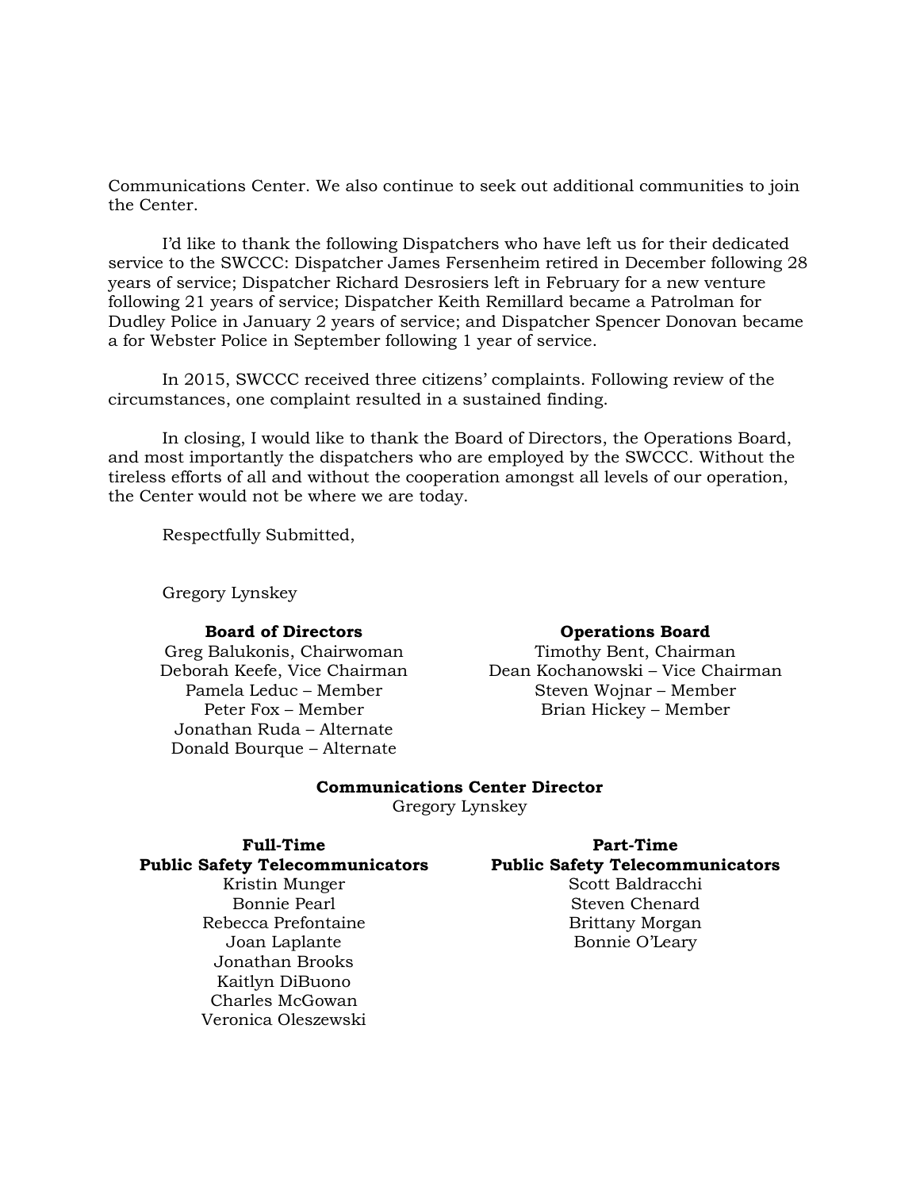Communications Center. We also continue to seek out additional communities to join the Center.

I'd like to thank the following Dispatchers who have left us for their dedicated service to the SWCCC: Dispatcher James Fersenheim retired in December following 28 years of service; Dispatcher Richard Desrosiers left in February for a new venture following 21 years of service; Dispatcher Keith Remillard became a Patrolman for Dudley Police in January 2 years of service; and Dispatcher Spencer Donovan became a for Webster Police in September following 1 year of service.

In 2015, SWCCC received three citizens' complaints. Following review of the circumstances, one complaint resulted in a sustained finding.

In closing, I would like to thank the Board of Directors, the Operations Board, and most importantly the dispatchers who are employed by the SWCCC. Without the tireless efforts of all and without the cooperation amongst all levels of our operation, the Center would not be where we are today.

Respectfully Submitted,

Gregory Lynskey

**Board of Directors**

Greg Balukonis, Chairwoman
Deborah Keefe, Vice Chairman
Pamela Leduc – Member
Peter Fox – Member
Jonathan Ruda – Alternate
Donald Bourque – Alternate

**Operations Board**

Timothy Bent, Chairman
Dean Kochanowski – Vice Chairman
Steven Wojnar – Member
Brian Hickey – Member

**Communications Center Director**

Gregory Lynskey

**Full-Time Public Safety Telecommunicators**

Kristin Munger
Bonnie Pearl
Rebecca Prefontaine
Joan Laplante
Jonathan Brooks
Kaitlyn DiBuono
Charles McGowan
Veronica Oleszewski

**Part-Time Public Safety Telecommunicators**

Scott Baldracchi
Steven Chenard
Brittany Morgan
Bonnie O'Leary